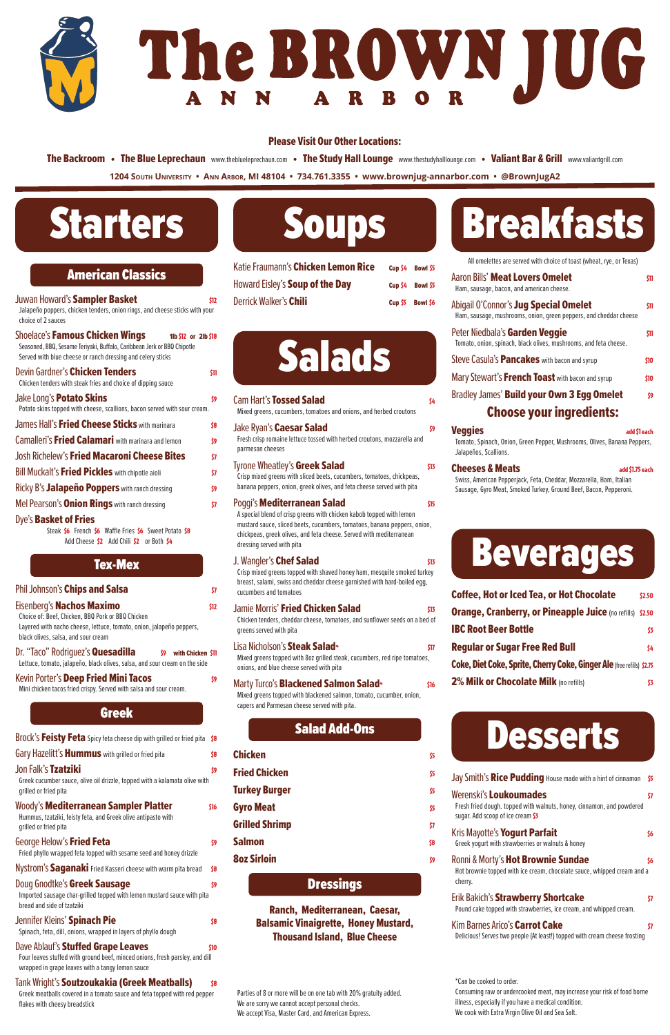# The BROWN JUG

ANN ARBOR

**Please Visit Our Other Locations:**

**The Backroom** • **The Blue Leprechaun** www.theblueleprechaun.com • **The Study Hall Lounge** www.thestudyhalllounge.com • **Valiant Bar & Grill** www.valiantgrill.com

1204 South University • Ann Arbor, MI 48104 • 734.761.3355 • www.brownjug-annarbor.com • @BrownJugA2

# Starters

## American Classics

Juwan Howard's **Sampler Basket** — $12
Jalapeño poppers, chicken tenders, onion rings, and cheese sticks with your choice of 2 sauces

Shoelace's **Famous Chicken Wings** — 1lb $12 or 2lb $18
Seasoned, BBQ, Sesame Teriyaki, Buffalo, Caribbean Jerk or BBQ Chipotle
Served with blue cheese or ranch dressing and celery sticks

Devin Gardner's **Chicken Tenders** — $11
Chicken tenders with steak fries and choice of dipping sauce

Jake Long's **Potato Skins** — $9
Potato skins topped with cheese, scallions, bacon served with sour cream.

James Hall's **Fried Cheese Sticks** with marinara — $8

Camalleri's **Fried Calamari** with marinara and lemon — $9

Josh Richelew's **Fried Macaroni Cheese Bites** — $7

Bill Muckalt's **Fried Pickles** with chipotle aioli — $7

Ricky B's **Jalapeño Poppers** with ranch dressing — $9

Mel Pearson's **Onion Rings** with ranch dressing — $7

Dye's **Basket of Fries**
Steak $6 French $6 Waffle Fries $6 Sweet Potato $8
Add Cheese $2 Add Chili $2 or Both $4

## Tex-Mex

Phil Johnson's **Chips and Salsa** — $7

Eisenberg's **Nachos Maximo** — $12
Choice of: Beef, Chicken, BBQ Pork or BBQ Chicken
Layered with nacho cheese, lettuce, tomato, onion, jalapeño peppers, black olives, salsa, and sour cream

Dr. "Taco" Rodriguez's **Quesadilla** — $9 with Chicken $11
Lettuce, tomato, jalapeño, black olives, salsa, and sour cream on the side

Kevin Porter's **Deep Fried Mini Tacos** — $9
Mini chicken tacos fried crispy. Served with salsa and sour cream.

## Greek

Brock's **Feisty Feta** Spicy feta cheese dip with grilled or fried pita — $8

Gary Hazelitt's **Hummus** with grilled or fried pita — $8

Jon Falk's **Tzatziki** — $9
Greek cucumber sauce, olive oil drizzle, topped with a kalamata olive with grilled or fried pita

Woody's **Mediterranean Sampler Platter** — $16
Hummus, tzatziki, feisty feta, and Greek olive antipasto with grilled or fried pita

George Helow's **Fried Feta** — $9
Fried phyllo wrapped feta topped with sesame seed and honey drizzle

Nystrom's **Saganaki** Fried Kasseri cheese with warm pita bread — $8

Doug Gnodtke's **Greek Sausage** — $9
Imported sausage char-grilled topped with lemon mustard sauce with pita bread and side of tzatziki

Jennifer Kleins' **Spinach Pie** — $8
Spinach, feta, dill, onions, wrapped in layers of phyllo dough

Dave Ablauf's **Stuffed Grape Leaves** — $10
Four leaves stuffed with ground beef, minced onions, fresh parsley, and dill wrapped in grape leaves with a tangy lemon sauce

Tank Wright's **Soutzoukakia (Greek Meatballs)** — $8
Greek meatballs covered in a tomato sauce and feta topped with red pepper flakes with cheesy breadstick

# Soups

| | Cup | Bowl |
|---|---|---|
| Katie Fraumann's **Chicken Lemon Rice** | $4 | $5 |
| Howard Eisley's **Soup of the Day** | $4 | $5 |
| Derrick Walker's **Chili** | $5 | $6 |

# Salads

Cam Hart's **Tossed Salad** — $4
Mixed greens, cucumbers, tomatoes and onions, and herbed croutons

Jake Ryan's **Caesar Salad** — $9
Fresh crisp romaine lettuce tossed with herbed croutons, mozzarella and parmesan cheeses

Tyrone Wheatley's **Greek Salad** — $13
Crisp mixed greens with sliced beets, cucumbers, tomatoes, chickpeas, banana peppers, onion, greek olives, and feta cheese served with pita

Poggi's **Mediterranean Salad** — $15
A special blend of crisp greens with chicken kabob topped with lemon mustard sauce, sliced beets, cucumbers, tomatoes, banana peppers, onion, chickpeas, greek olives, and feta cheese. Served with mediterranean dressing served with pita

J. Wangler's **Chef Salad** — $13
Crisp mixed greens topped with shaved honey ham, mesquite smoked turkey breast, salami, swiss and cheddar cheese garnished with hard-boiled egg, cucumbers and tomatoes

Jamie Morris' **Fried Chicken Salad** — $13
Chicken tenders, cheddar cheese, tomatoes, and sunflower seeds on a bed of greens served with pita

Lisa Nicholson's **Steak Salad*** — $17
Mixed greens topped with 8oz grilled steak, cucumbers, red ripe tomatoes, onions, and blue cheese served with pita

Marty Turco's **Blackened Salmon Salad*** — $16
Mixed greens topped with blackened salmon, tomato, cucumber, onion, capers and Parmesan cheese served with pita.

## Salad Add-Ons

| | |
|---|---|
| **Chicken** | $5 |
| **Fried Chicken** | $5 |
| **Turkey Burger** | $5 |
| **Gyro Meat** | $5 |
| **Grilled Shrimp** | $7 |
| **Salmon** | $8 |
| **8oz Sirloin** | $9 |

## Dressings

**Ranch, Mediterranean, Caesar, Balsamic Vinaigrette, Honey Mustard, Thousand Island, Blue Cheese**

Parties of 8 or more will be on one tab with 20% gratuity added.
We are sorry we cannot accept personal checks.
We accept Visa, Master Card, and American Express.

# Breakfasts

All omelettes are served with choice of toast (wheat, rye, or Texas)

Aaron Bills' **Meat Lovers Omelet** — $11
Ham, sausage, bacon, and american cheese.

Abigail O'Connor's **Jug Special Omelet** — $11
Ham, sausage, mushrooms, onion, green peppers, and cheddar cheese

Peter Niedbala's **Garden Veggie** — $11
Tomato, onion, spinach, black olives, mushrooms, and feta cheese.

Steve Casula's **Pancakes** with bacon and syrup — $10

Mary Stewart's **French Toast** with bacon and syrup — $10

Bradley James' **Build your Own 3 Egg Omelet** — $9

### Choose your ingredients:

**Veggies** — add $1 each
Tomato, Spinach, Onion, Green Pepper, Mushrooms, Olives, Banana Peppers, Jalapeños, Scallions.

**Cheeses & Meats** — add $1.75 each
Swiss, American Pepperjack, Feta, Cheddar, Mozzarella, Ham, Italian Sausage, Gyro Meat, Smoked Turkey, Ground Beef, Bacon, Pepperoni.

# Beverages

| | |
|---|---|
| **Coffee, Hot or Iced Tea, or Hot Chocolate** | $2.50 |
| **Orange, Cranberry, or Pineapple Juice** (no refills) | $2.50 |
| **IBC Root Beer Bottle** | $3 |
| **Regular or Sugar Free Red Bull** | $4 |
| **Coke, Diet Coke, Sprite, Cherry Coke, Ginger Ale** (free refills) | $2.75 |
| **2% Milk or Chocolate Milk** (no refills) | $3 |

# Desserts

Jay Smith's **Rice Pudding** House made with a hint of cinnamon — $5

Werenski's **Loukoumades** — $7
Fresh fried dough. topped with walnuts, honey, cinnamon, and powdered sugar. Add scoop of ice cream $3

Kris Mayotte's **Yogurt Parfait** — $6
Greek yogurt with strawberries or walnuts & honey

Ronni & Morty's **Hot Brownie Sundae** — $6
Hot brownie topped with ice cream, chocolate sauce, whipped cream and a cherry.

Erik Bakich's **Strawberry Shortcake** — $7
Pound cake topped with strawberries, ice cream, and whipped cream.

Kim Barnes Arico's **Carrot Cake** — $7
Delicious! Serves two people (At least!) topped with cream cheese frosting

*Can be cooked to order.
Consuming raw or undercooked meat, may increase your risk of food borne illness, especially if you have a medical condition.
We cook with Extra Virgin Olive Oil and Sea Salt.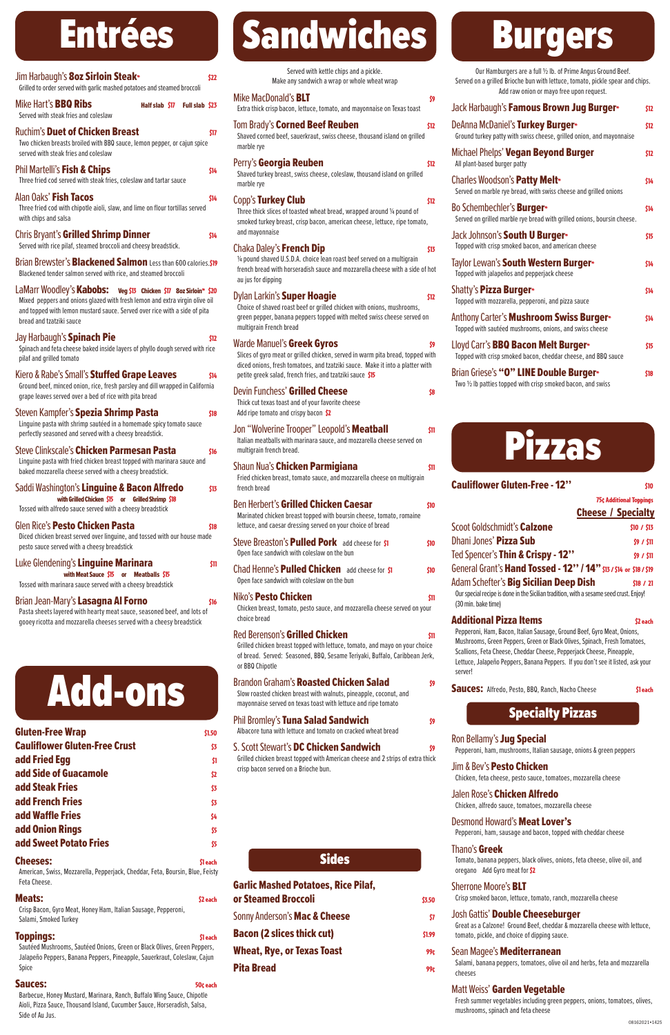# Entrées

**Jim Harbaugh's 8oz Sirloin Steak*** $22
Grilled to order served with garlic mashed potatoes and steamed broccoli

**Mike Hart's BBQ Ribs** Half slab $17 Full slab $23
Served with steak fries and coleslaw

**Ruchim's Duet of Chicken Breast** $17
Two chicken breasts broiled with BBQ sauce, lemon pepper, or cajun spice served with steak fries and coleslaw

**Phil Martelli's Fish & Chips** $14
Three fried cod served with steak fries, coleslaw and tartar sauce

**Alan Oaks' Fish Tacos** $14
Three fried cod with chipotle aioli, slaw, and lime on flour tortillas served with chips and salsa

**Chris Bryant's Grilled Shrimp Dinner** $14
Served with rice pilaf, steamed broccoli and cheesy breadstick.

**Brian Brewster's Blackened Salmon** Less than 600 calories. $19
Blackened tender salmon served with rice, and steamed broccoli

**LaMarr Woodley's Kabobs:** Veg $13 Chicken $17 8oz Sirloin* $20
Mixed peppers and onions glazed with fresh lemon and extra virgin olive oil and topped with lemon mustard sauce. Served over rice with a side of pita bread and tzatziki sauce

**Jay Harbaugh's Spinach Pie** $12
Spinach and feta cheese baked inside layers of phyllo dough served with rice pilaf and grilled tomato

**Kiero & Rabe's Small's Stuffed Grape Leaves** $14
Ground beef, minced onion, rice, fresh parsley and dill wrapped in California grape leaves served over a bed of rice with pita bread

**Steven Kampfer's Spezia Shrimp Pasta** $18
Linguine pasta with shrimp sautéed in a homemade spicy tomato sauce perfectly seasoned and served with a cheesy breadstick.

**Steve Clinkscale's Chicken Parmesan Pasta** $16
Linguine pasta with fried chicken breast topped with marinara sauce and baked mozzarella cheese served with a cheesy breadstick.

**Saddi Washington's Linguine & Bacon Alfredo** $13
with Grilled Chicken $15 or Grilled Shrimp $18
Tossed with alfredo sauce served with a cheesy breadstick

**Glen Rice's Pesto Chicken Pasta** $18
Diced chicken breast served over linguine, and tossed with our house made pesto sauce served with a cheesy breadstick

**Luke Glendening's Linguine Marinara** $11
with Meat Sauce $15 or Meatballs $15
Tossed with marinara sauce served with a cheesy breadstick

**Brian Jean-Mary's Lasagna Al Forno** $16
Pasta sheets layered with hearty meat sauce, seasoned beef, and lots of gooey ricotta and mozzarella cheeses served with a cheesy breadstick

# Add-ons

| | |
|---|---|
| **Gluten-Free Wrap** | $1.50 |
| **Cauliflower Gluten-Free Crust** | $3 |
| **add Fried Egg** | $1 |
| **add Side of Guacamole** | $2 |
| **add Steak Fries** | $3 |
| **add French Fries** | $3 |
| **add Waffle Fries** | $4 |
| **add Onion Rings** | $5 |
| **add Sweet Potato Fries** | $5 |

**Cheeses:** $1 each
American, Swiss, Mozzarella, Pepperjack, Cheddar, Feta, Boursin, Blue, Feisty Feta Cheese.

**Meats:** $2 each
Crisp Bacon, Gyro Meat, Honey Ham, Italian Sausage, Pepperoni, Salami, Smoked Turkey

**Toppings:** $1 each
Sautéed Mushrooms, Sautéed Onions, Green or Black Olives, Green Peppers, Jalapeño Peppers, Banana Peppers, Pineapple, Sauerkraut, Coleslaw, Cajun Spice

**Sauces:** 50¢ each
Barbecue, Honey Mustard, Marinara, Ranch, Buffalo Wing Sauce, Chipotle Aioli, Pizza Sauce, Thousand Island, Cucumber Sauce, Horseradish, Salsa, Side of Au Jus.

# Sandwiches

Served with kettle chips and a pickle.
Make any sandwich a wrap or whole wheat wrap

**Mike MacDonald's BLT** $9
Extra thick crisp bacon, lettuce, tomato, and mayonnaise on Texas toast

**Tom Brady's Corned Beef Reuben** $12
Shaved corned beef, sauerkraut, swiss cheese, thousand island on grilled marble rye

**Perry's Georgia Reuben** $12
Shaved turkey breast, swiss cheese, coleslaw, thousand island on grilled marble rye

**Copp's Turkey Club** $12
Three thick slices of toasted wheat bread, wrapped around ¼ pound of smoked turkey breast, crisp bacon, american cheese, lettuce, ripe tomato, and mayonnaise

**Chaka Daley's French Dip** $13
¼ pound shaved U.S.D.A. choice lean roast beef served on a multigrain french bread with horseradish sauce and mozzarella cheese with a side of hot au jus for dipping

**Dylan Larkin's Super Hoagie** $12
Choice of shaved roast beef or grilled chicken with onions, mushrooms, green pepper, banana peppers topped with melted swiss cheese served on multigrain French bread

**Warde Manuel's Greek Gyros** $9
Slices of gyro meat or grilled chicken, served in warm pita bread, topped with diced onions, fresh tomatoes, and tzatziki sauce. Make it into a platter with petite greek salad, french fries, and tzatziki sauce $15

**Devin Funchess' Grilled Cheese** $8
Thick cut texas toast and of your favorite cheese
Add ripe tomato and crispy bacon $2

**Jon "Wolverine Trooper" Leopold's Meatball** $11
Italian meatballs with marinara sauce, and mozzarella cheese served on multigrain french bread.

**Shaun Nua's Chicken Parmigiana** $11
Fried chicken breast, tomato sauce, and mozzarella cheese on multigrain french bread

**Ben Herbert's Grilled Chicken Caesar** $10
Marinated chicken breast topped with boursin cheese, tomato, romaine lettuce, and caesar dressing served on your choice of bread

**Steve Breaston's Pulled Pork** add cheese for $1 $10
Open face sandwich with coleslaw on the bun

**Chad Henne's Pulled Chicken** add cheese for $1 $10
Open face sandwich with coleslaw on the bun

**Niko's Pesto Chicken** $11
Chicken breast, tomato, pesto sauce, and mozzarella cheese served on your choice bread

**Red Berenson's Grilled Chicken** $11
Grilled chicken breast topped with lettuce, tomato, and mayo on your choice of bread. Served: Seasoned, BBQ, Sesame Teriyaki, Buffalo, Caribbean Jerk, or BBQ Chipotle

**Brandon Graham's Roasted Chicken Salad** $9
Slow roasted chicken breast with walnuts, pineapple, coconut, and mayonnaise served on texas toast with lettuce and ripe tomato

**Phil Bromley's Tuna Salad Sandwich** $9
Albacore tuna with lettuce and tomato on cracked wheat bread

**S. Scott Stewart's DC Chicken Sandwich** $9
Grilled chicken breast topped with American cheese and 2 strips of extra thick crisp bacon served on a Brioche bun.

## Sides

| | |
|---|---|
| **Garlic Mashed Potatoes, Rice Pilaf, or Steamed Broccoli** | $3.50 |
| **Sonny Anderson's Mac & Cheese** | $7 |
| **Bacon (2 slices thick cut)** | $1.99 |
| **Wheat, Rye, or Texas Toast** | 99¢ |
| **Pita Bread** | 99¢ |

# Burgers

Our Hamburgers are a full ½ lb. of Prime Angus Ground Beef.
Served on a grilled Brioche bun with lettuce, tomato, pickle spear and chips.
Add raw onion or mayo free upon request.

**Jack Harbaugh's Famous Brown Jug Burger*** $12

**DeAnna McDaniel's Turkey Burger*** $12
Ground turkey patty with swiss cheese, grilled onion, and mayonnaise

**Michael Phelps' Vegan Beyond Burger** $12
All plant-based burger patty

**Charles Woodson's Patty Melt*** $14
Served on marble rye bread, with swiss cheese and grilled onions

**Bo Schembechler's Burger*** $14
Served on grilled marble rye bread with grilled onions, boursin cheese.

**Jack Johnson's South U Burger*** $15
Topped with crisp smoked bacon, and american cheese

**Taylor Lewan's South Western Burger*** $14
Topped with jalapeños and pepperjack cheese

**Shatty's Pizza Burger*** $14
Topped with mozzarella, pepperoni, and pizza sauce

**Anthony Carter's Mushroom Swiss Burger*** $14
Topped with sautéed mushrooms, onions, and swiss cheese

**Lloyd Carr's BBQ Bacon Melt Burger*** $15
Topped with crisp smoked bacon, cheddar cheese, and BBQ sauce

**Brian Griese's "O" LINE Double Burger*** $18
Two ½ lb patties topped with crisp smoked bacon, and swiss

# Pizzas

**Cauliflower Gluten-Free - 12"** $10

75¢ Additional Toppings

| | Cheese / Specialty |
|---|---|
| Scoot Goldschmidt's **Calzone** | $10 / $13 |
| Dhani Jones' **Pizza Sub** | $9 / $11 |
| Ted Spencer's **Thin & Crispy - 12"** | $9 / $11 |
| General Grant's **Hand Tossed - 12" / 14"** | $13 / $14 or $18 / $19 |
| Adam Schefter's **Big Sicilian Deep Dish** | $18 / 21 |

Our special recipe is done in the Sicilian tradition, with a sesame seed crust. Enjoy! (30 min. bake time)

**Additional Pizza Items** $2 each
Pepperoni, Ham, Bacon, Italian Sausage, Ground Beef, Gyro Meat, Onions, Mushrooms, Green Peppers, Green or Black Olives, Spinach, Fresh Tomatoes, Scallions, Feta Cheese, Cheddar Cheese, Pepperjack Cheese, Pineapple, Lettuce, Jalapeño Peppers, Banana Peppers. If you don't see it listed, ask your server!

**Sauces:** Alfredo, Pesto, BBQ, Ranch, Nacho Cheese $1 each

## Specialty Pizzas

**Ron Bellamy's Jug Special**
Pepperoni, ham, mushrooms, Italian sausage, onions & green peppers

**Jim & Bev's Pesto Chicken**
Chicken, feta cheese, pesto sauce, tomatoes, mozzarella cheese

**Jalen Rose's Chicken Alfredo**
Chicken, alfredo sauce, tomatoes, mozzarella cheese

**Desmond Howard's Meat Lover's**
Pepperoni, ham, sausage and bacon, topped with cheddar cheese

**Thano's Greek**
Tomato, banana peppers, black olives, onions, feta cheese, olive oil, and oregano Add Gyro meat for $2

**Sherrone Moore's BLT**
Crisp smoked bacon, lettuce, tomato, ranch, mozzarella cheese

**Josh Gattis' Double Cheeseburger**
Great as a Calzone! Ground Beef, cheddar & mozzarella cheese with lettuce, tomato, pickle, and choice of dipping sauce.

**Sean Magee's Mediterranean**
Salami, banana peppers, tomatoes, olive oil and herbs, feta and mozzarella cheeses

**Matt Weiss' Garden Vegetable**
Fresh summer vegetables including green peppers, onions, tomatoes, olives, mushrooms, spinach and feta cheese

08162021•1425